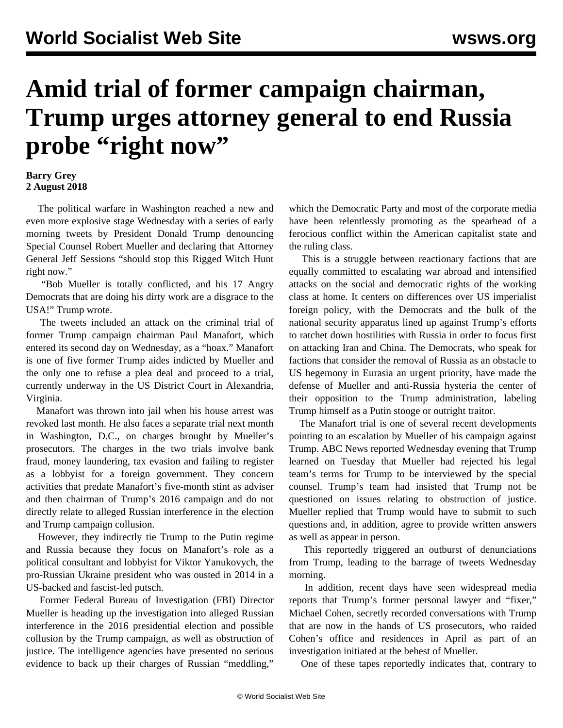# Amid trial of former campaign chairman, Trump urges attorney general to end Russia probe "right now"

**Barry Grey**
**2 August 2018**

The political warfare in Washington reached a new and even more explosive stage Wednesday with a series of early morning tweets by President Donald Trump denouncing Special Counsel Robert Mueller and declaring that Attorney General Jeff Sessions "should stop this Rigged Witch Hunt right now."

"Bob Mueller is totally conflicted, and his 17 Angry Democrats that are doing his dirty work are a disgrace to the USA!" Trump wrote.

The tweets included an attack on the criminal trial of former Trump campaign chairman Paul Manafort, which entered its second day on Wednesday, as a "hoax." Manafort is one of five former Trump aides indicted by Mueller and the only one to refuse a plea deal and proceed to a trial, currently underway in the US District Court in Alexandria, Virginia.

Manafort was thrown into jail when his house arrest was revoked last month. He also faces a separate trial next month in Washington, D.C., on charges brought by Mueller's prosecutors. The charges in the two trials involve bank fraud, money laundering, tax evasion and failing to register as a lobbyist for a foreign government. They concern activities that predate Manafort's five-month stint as adviser and then chairman of Trump's 2016 campaign and do not directly relate to alleged Russian interference in the election and Trump campaign collusion.

However, they indirectly tie Trump to the Putin regime and Russia because they focus on Manafort's role as a political consultant and lobbyist for Viktor Yanukovych, the pro-Russian Ukraine president who was ousted in 2014 in a US-backed and fascist-led putsch.

Former Federal Bureau of Investigation (FBI) Director Mueller is heading up the investigation into alleged Russian interference in the 2016 presidential election and possible collusion by the Trump campaign, as well as obstruction of justice. The intelligence agencies have presented no serious evidence to back up their charges of Russian "meddling," which the Democratic Party and most of the corporate media have been relentlessly promoting as the spearhead of a ferocious conflict within the American capitalist state and the ruling class.

This is a struggle between reactionary factions that are equally committed to escalating war abroad and intensified attacks on the social and democratic rights of the working class at home. It centers on differences over US imperialist foreign policy, with the Democrats and the bulk of the national security apparatus lined up against Trump's efforts to ratchet down hostilities with Russia in order to focus first on attacking Iran and China. The Democrats, who speak for factions that consider the removal of Russia as an obstacle to US hegemony in Eurasia an urgent priority, have made the defense of Mueller and anti-Russia hysteria the center of their opposition to the Trump administration, labeling Trump himself as a Putin stooge or outright traitor.

The Manafort trial is one of several recent developments pointing to an escalation by Mueller of his campaign against Trump. ABC News reported Wednesday evening that Trump learned on Tuesday that Mueller had rejected his legal team's terms for Trump to be interviewed by the special counsel. Trump's team had insisted that Trump not be questioned on issues relating to obstruction of justice. Mueller replied that Trump would have to submit to such questions and, in addition, agree to provide written answers as well as appear in person.

This reportedly triggered an outburst of denunciations from Trump, leading to the barrage of tweets Wednesday morning.

In addition, recent days have seen widespread media reports that Trump's former personal lawyer and "fixer," Michael Cohen, secretly recorded conversations with Trump that are now in the hands of US prosecutors, who raided Cohen's office and residences in April as part of an investigation initiated at the behest of Mueller.

One of these tapes reportedly indicates that, contrary to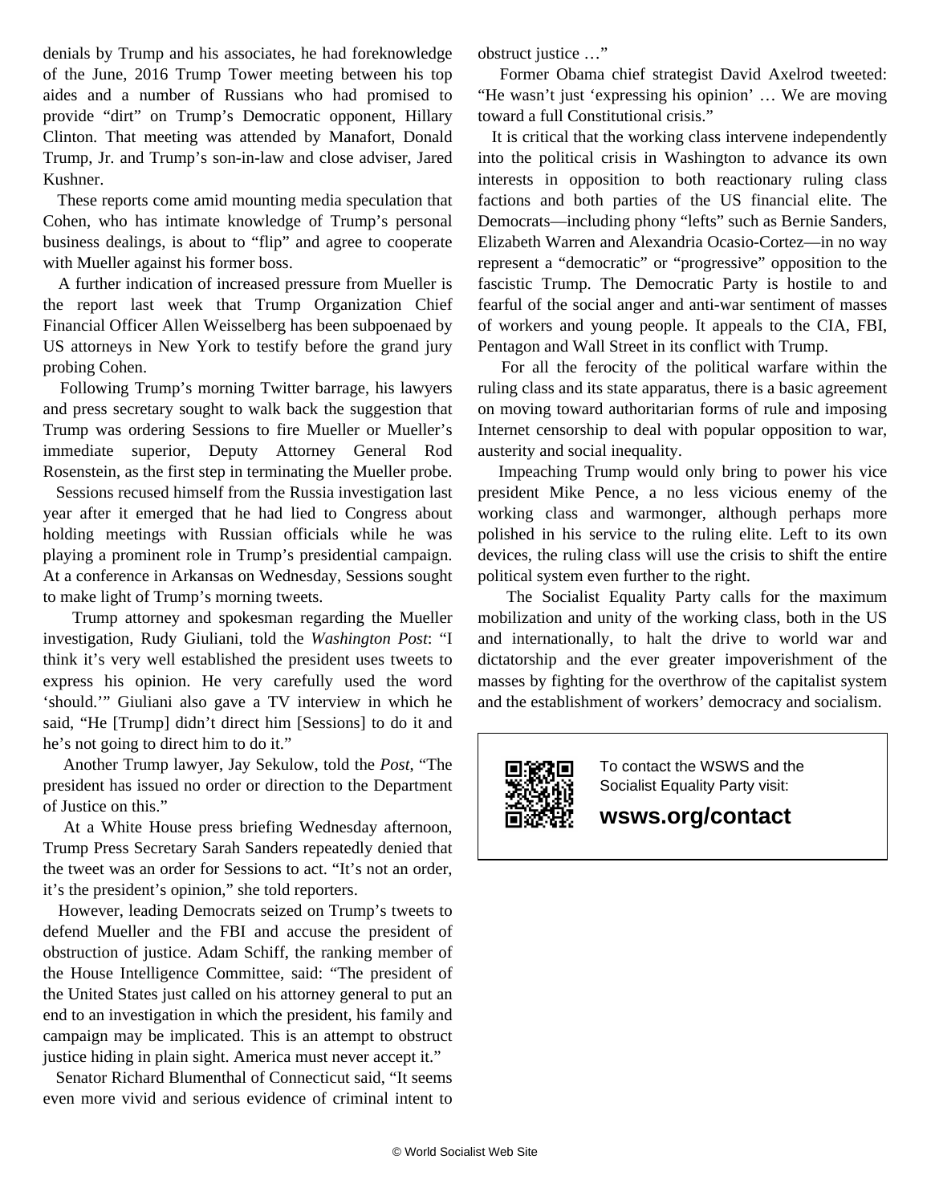denials by Trump and his associates, he had foreknowledge of the June, 2016 Trump Tower meeting between his top aides and a number of Russians who had promised to provide "dirt" on Trump's Democratic opponent, Hillary Clinton. That meeting was attended by Manafort, Donald Trump, Jr. and Trump's son-in-law and close adviser, Jared Kushner.

These reports come amid mounting media speculation that Cohen, who has intimate knowledge of Trump's personal business dealings, is about to "flip" and agree to cooperate with Mueller against his former boss.

A further indication of increased pressure from Mueller is the report last week that Trump Organization Chief Financial Officer Allen Weisselberg has been subpoenaed by US attorneys in New York to testify before the grand jury probing Cohen.

Following Trump's morning Twitter barrage, his lawyers and press secretary sought to walk back the suggestion that Trump was ordering Sessions to fire Mueller or Mueller's immediate superior, Deputy Attorney General Rod Rosenstein, as the first step in terminating the Mueller probe.

Sessions recused himself from the Russia investigation last year after it emerged that he had lied to Congress about holding meetings with Russian officials while he was playing a prominent role in Trump's presidential campaign. At a conference in Arkansas on Wednesday, Sessions sought to make light of Trump's morning tweets.

Trump attorney and spokesman regarding the Mueller investigation, Rudy Giuliani, told the *Washington Post*: "I think it's very well established the president uses tweets to express his opinion. He very carefully used the word 'should.'" Giuliani also gave a TV interview in which he said, "He [Trump] didn't direct him [Sessions] to do it and he's not going to direct him to do it."

Another Trump lawyer, Jay Sekulow, told the *Post*, "The president has issued no order or direction to the Department of Justice on this."

At a White House press briefing Wednesday afternoon, Trump Press Secretary Sarah Sanders repeatedly denied that the tweet was an order for Sessions to act. "It's not an order, it's the president's opinion," she told reporters.

However, leading Democrats seized on Trump's tweets to defend Mueller and the FBI and accuse the president of obstruction of justice. Adam Schiff, the ranking member of the House Intelligence Committee, said: "The president of the United States just called on his attorney general to put an end to an investigation in which the president, his family and campaign may be implicated. This is an attempt to obstruct justice hiding in plain sight. America must never accept it."

Senator Richard Blumenthal of Connecticut said, "It seems even more vivid and serious evidence of criminal intent to obstruct justice …"

Former Obama chief strategist David Axelrod tweeted: "He wasn't just 'expressing his opinion' … We are moving toward a full Constitutional crisis."

It is critical that the working class intervene independently into the political crisis in Washington to advance its own interests in opposition to both reactionary ruling class factions and both parties of the US financial elite. The Democrats—including phony "lefts" such as Bernie Sanders, Elizabeth Warren and Alexandria Ocasio-Cortez—in no way represent a "democratic" or "progressive" opposition to the fascistic Trump. The Democratic Party is hostile to and fearful of the social anger and anti-war sentiment of masses of workers and young people. It appeals to the CIA, FBI, Pentagon and Wall Street in its conflict with Trump.

For all the ferocity of the political warfare within the ruling class and its state apparatus, there is a basic agreement on moving toward authoritarian forms of rule and imposing Internet censorship to deal with popular opposition to war, austerity and social inequality.

Impeaching Trump would only bring to power his vice president Mike Pence, a no less vicious enemy of the working class and warmonger, although perhaps more polished in his service to the ruling elite. Left to its own devices, the ruling class will use the crisis to shift the entire political system even further to the right.

The Socialist Equality Party calls for the maximum mobilization and unity of the working class, both in the US and internationally, to halt the drive to world war and dictatorship and the ever greater impoverishment of the masses by fighting for the overthrow of the capitalist system and the establishment of workers' democracy and socialism.

To contact the WSWS and the Socialist Equality Party visit:

**wsws.org/contact**